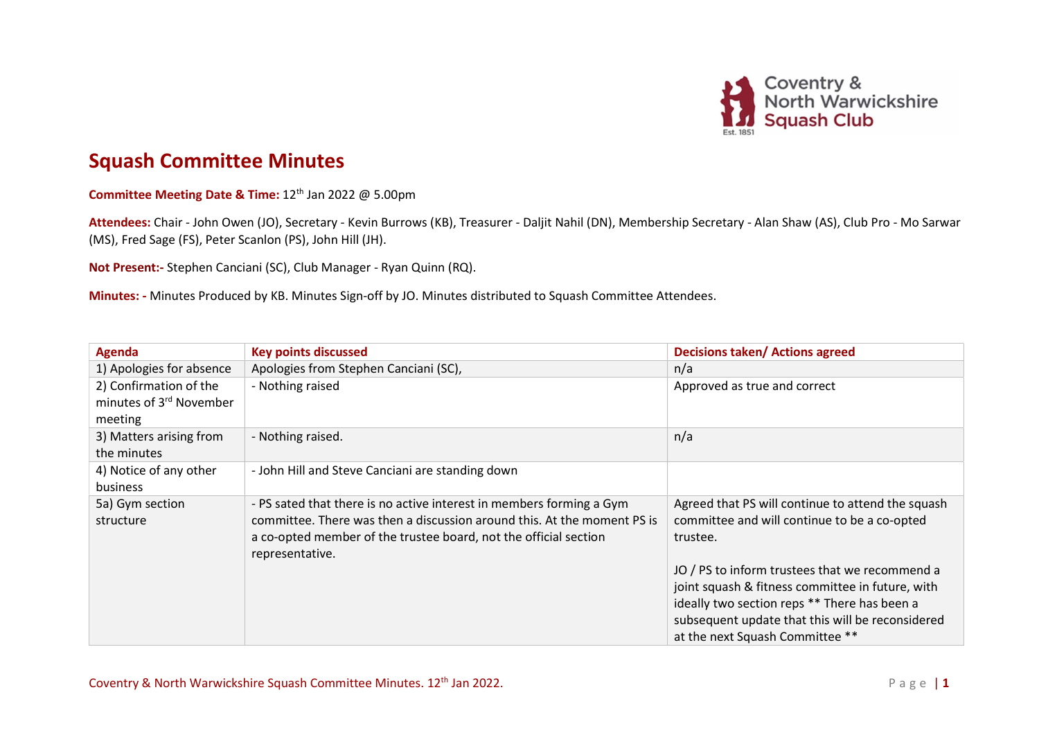# Squash Committee Minutes

**Committee Meeting Date & Time:** 12th Jan 2022 @ 5.00pm

**Attendees:** Chair - John Owen (JO), Secretary - Kevin Burrows (KB), Treasurer - Daljit Nahil (DN), Membership Secretary - Alan Shaw (AS), Club Pro - Mo Sarwar (MS), Fred Sage (FS), Peter Scanlon (PS), John Hill (JH).

**Not Present:-** Stephen Canciani (SC), Club Manager - Ryan Quinn (RQ).

**Minutes: -** Minutes Produced by KB. Minutes Sign-off by JO. Minutes distributed to Squash Committee Attendees.

| Agenda | Key points discussed | Decisions taken/ Actions agreed |
| --- | --- | --- |
| 1) Apologies for absence | Apologies from Stephen Canciani (SC), | n/a |
| 2) Confirmation of the minutes of 3rd November meeting | - Nothing raised | Approved as true and correct |
| 3) Matters arising from the minutes | - Nothing raised. | n/a |
| 4) Notice of any other business | - John Hill and Steve Canciani are standing down | |
| 5a) Gym section structure | - PS sated that there is no active interest in members forming a Gym committee. There was then a discussion around this. At the moment PS is a co-opted member of the trustee board, not the official section representative. | Agreed that PS will continue to attend the squash committee and will continue to be a co-opted trustee.<br><br>JO / PS to inform trustees that we recommend a joint squash & fitness committee in future, with ideally two section reps ** There has been a subsequent update that this will be reconsidered at the next Squash Committee ** |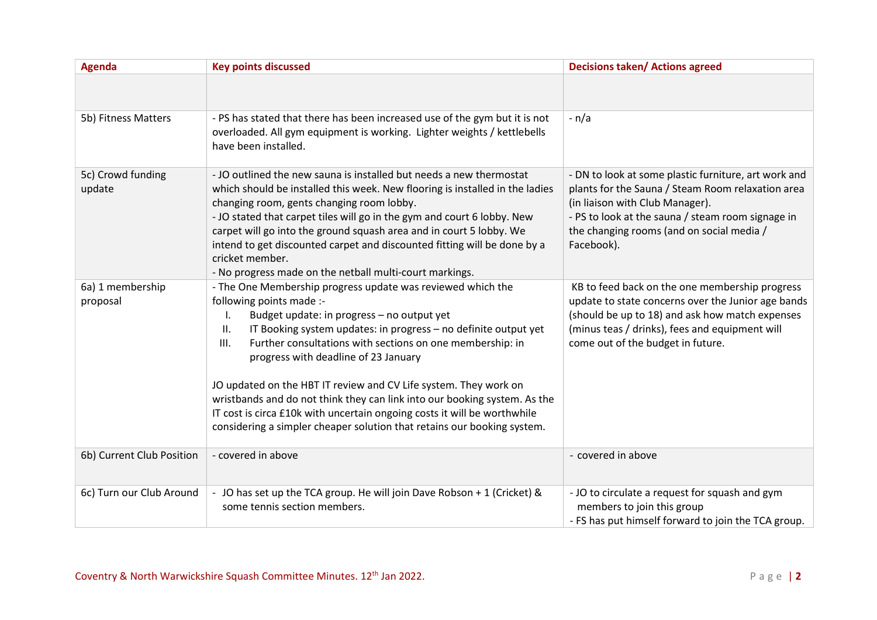| Agenda | Key points discussed | Decisions taken/ Actions agreed |
|---|---|---|
| | | |
| 5b) Fitness Matters | - PS has stated that there has been increased use of the gym but it is not overloaded. All gym equipment is working. Lighter weights / kettlebells have been installed. | - n/a |
| 5c) Crowd funding update | - JO outlined the new sauna is installed but needs a new thermostat which should be installed this week. New flooring is installed in the ladies changing room, gents changing room lobby.<br>- JO stated that carpet tiles will go in the gym and court 6 lobby. New carpet will go into the ground squash area and in court 5 lobby. We intend to get discounted carpet and discounted fitting will be done by a cricket member.<br>- No progress made on the netball multi-court markings. | - DN to look at some plastic furniture, art work and plants for the Sauna / Steam Room relaxation area (in liaison with Club Manager).<br>- PS to look at the sauna / steam room signage in the changing rooms (and on social media / Facebook). |
| 6a) 1 membership proposal | - The One Membership progress update was reviewed which the following points made :-<br>I. Budget update: in progress – no output yet<br>II. IT Booking system updates: in progress – no definite output yet<br>III. Further consultations with sections on one membership: in progress with deadline of 23 January<br><br>JO updated on the HBT IT review and CV Life system. They work on wristbands and do not think they can link into our booking system. As the IT cost is circa £10k with uncertain ongoing costs it will be worthwhile considering a simpler cheaper solution that retains our booking system. | KB to feed back on the one membership progress update to state concerns over the Junior age bands (should be up to 18) and ask how match expenses (minus teas / drinks), fees and equipment will come out of the budget in future. |
| 6b) Current Club Position | - covered in above | - covered in above |
| 6c) Turn our Club Around | - JO has set up the TCA group. He will join Dave Robson + 1 (Cricket) & some tennis section members. | - JO to circulate a request for squash and gym members to join this group<br>- FS has put himself forward to join the TCA group. |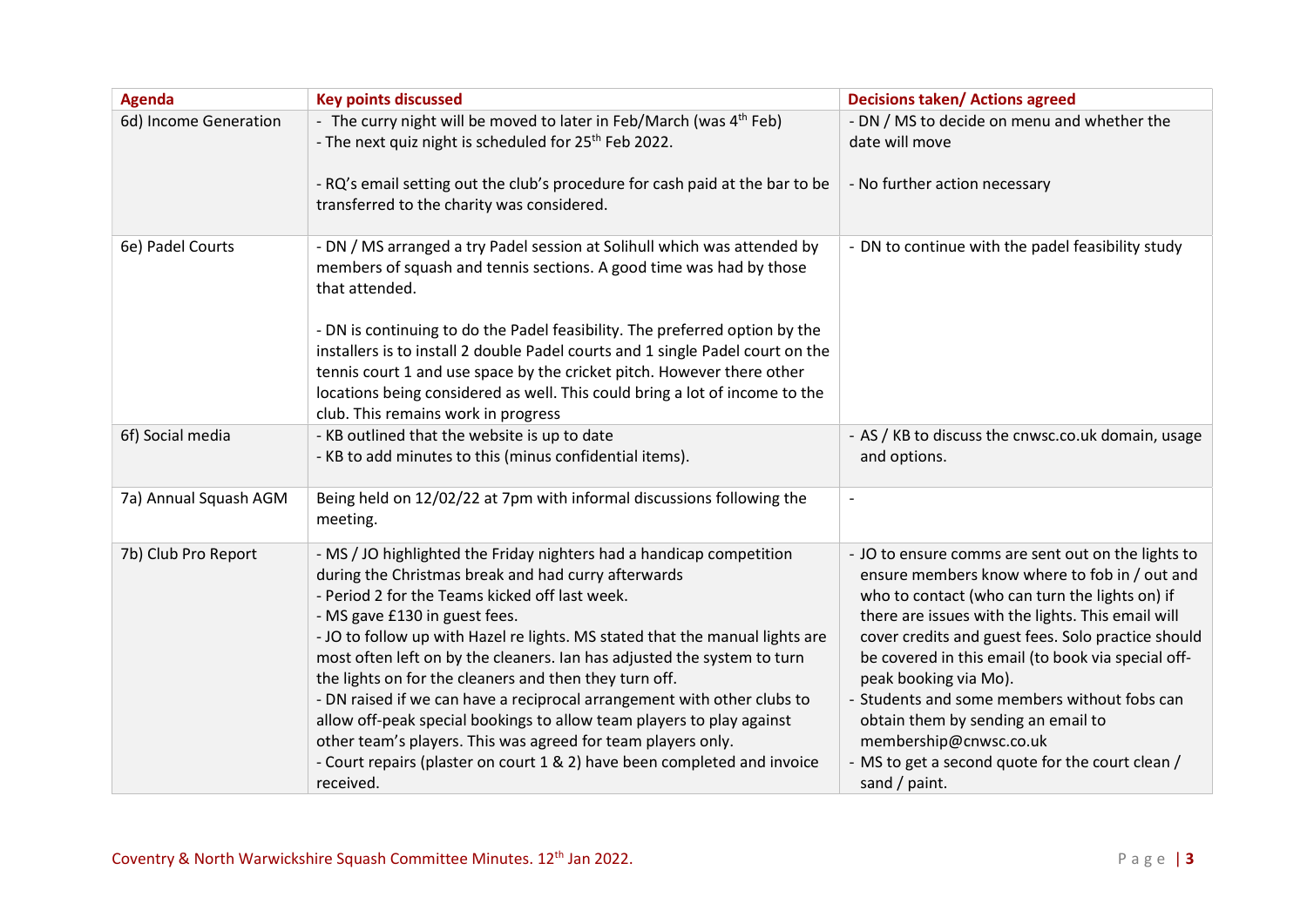| Agenda | Key points discussed | Decisions taken/ Actions agreed |
|---|---|---|
| 6d) Income Generation | - The curry night will be moved to later in Feb/March (was 4th Feb)<br>- The next quiz night is scheduled for 25th Feb 2022.<br><br>- RQ's email setting out the club's procedure for cash paid at the bar to be transferred to the charity was considered. | - DN / MS to decide on menu and whether the date will move<br><br>- No further action necessary |
| 6e) Padel Courts | - DN / MS arranged a try Padel session at Solihull which was attended by members of squash and tennis sections. A good time was had by those that attended.<br><br>- DN is continuing to do the Padel feasibility. The preferred option by the installers is to install 2 double Padel courts and 1 single Padel court on the tennis court 1 and use space by the cricket pitch. However there other locations being considered as well. This could bring a lot of income to the club. This remains work in progress | - DN to continue with the padel feasibility study |
| 6f) Social media | - KB outlined that the website is up to date<br>- KB to add minutes to this (minus confidential items). | - AS / KB to discuss the cnwsc.co.uk domain, usage and options. |
| 7a) Annual Squash AGM | Being held on 12/02/22 at 7pm with informal discussions following the meeting. | - |
| 7b) Club Pro Report | - MS / JO highlighted the Friday nighters had a handicap competition during the Christmas break and had curry afterwards<br>- Period 2 for the Teams kicked off last week.<br>- MS gave £130 in guest fees.<br>- JO to follow up with Hazel re lights. MS stated that the manual lights are most often left on by the cleaners. Ian has adjusted the system to turn the lights on for the cleaners and then they turn off.<br>- DN raised if we can have a reciprocal arrangement with other clubs to allow off-peak special bookings to allow team players to play against other team's players. This was agreed for team players only.<br>- Court repairs (plaster on court 1 & 2) have been completed and invoice received. | - JO to ensure comms are sent out on the lights to ensure members know where to fob in / out and who to contact (who can turn the lights on) if there are issues with the lights. This email will cover credits and guest fees. Solo practice should be covered in this email (to book via special off-peak booking via Mo).<br>- Students and some members without fobs can obtain them by sending an email to membership@cnwsc.co.uk<br>- MS to get a second quote for the court clean / sand / paint. |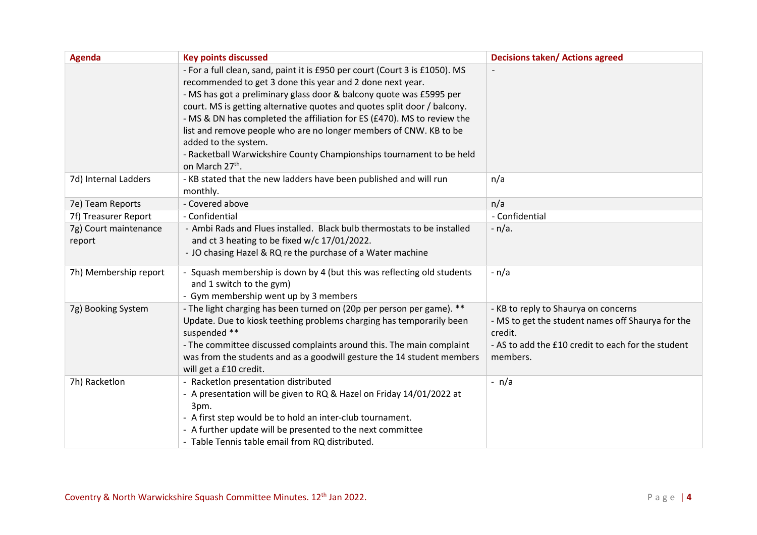| Agenda | Key points discussed | Decisions taken/ Actions agreed |
|---|---|---|
| | - For a full clean, sand, paint it is £950 per court (Court 3 is £1050). MS recommended to get 3 done this year and 2 done next year.<br>- MS has got a preliminary glass door & balcony quote was £5995 per court. MS is getting alternative quotes and quotes split door / balcony.<br>- MS & DN has completed the affiliation for ES (£470). MS to review the list and remove people who are no longer members of CNW. KB to be added to the system.<br>- Racketball Warwickshire County Championships tournament to be held on March 27th. | - |
| 7d) Internal Ladders | - KB stated that the new ladders have been published and will run monthly. | n/a |
| 7e) Team Reports | - Covered above | n/a |
| 7f) Treasurer Report | - Confidential | - Confidential |
| 7g) Court maintenance report | - Ambi Rads and Flues installed. Black bulb thermostats to be installed and ct 3 heating to be fixed w/c 17/01/2022.<br>- JO chasing Hazel & RQ re the purchase of a Water machine | - n/a. |
| 7h) Membership report | - Squash membership is down by 4 (but this was reflecting old students and 1 switch to the gym)<br>- Gym membership went up by 3 members | - n/a |
| 7g) Booking System | - The light charging has been turned on (20p per person per game). ** Update. Due to kiosk teething problems charging has temporarily been suspended **<br>- The committee discussed complaints around this. The main complaint was from the students and as a goodwill gesture the 14 student members will get a £10 credit. | - KB to reply to Shaurya on concerns<br>- MS to get the student names off Shaurya for the credit.<br>- AS to add the £10 credit to each for the student members. |
| 7h) Racketlon | - Racketlon presentation distributed<br>- A presentation will be given to RQ & Hazel on Friday 14/01/2022 at 3pm.<br>- A first step would be to hold an inter-club tournament.<br>- A further update will be presented to the next committee<br>- Table Tennis table email from RQ distributed. | - n/a |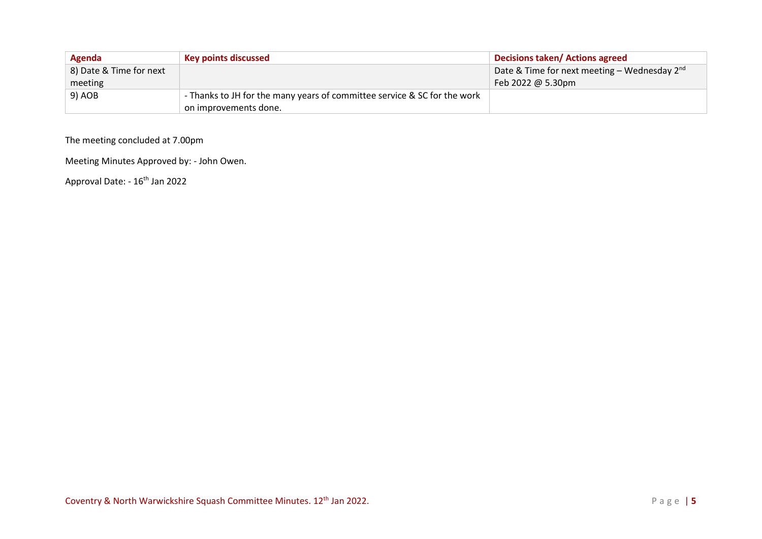| Agenda | Key points discussed | Decisions taken/ Actions agreed |
|---|---|---|
| 8) Date & Time for next meeting | | Date & Time for next meeting – Wednesday 2nd Feb 2022 @ 5.30pm |
| 9) AOB | - Thanks to JH for the many years of committee service & SC for the work on improvements done. | |

The meeting concluded at 7.00pm

Meeting Minutes Approved by: - John Owen.

Approval Date: - 16th Jan 2022